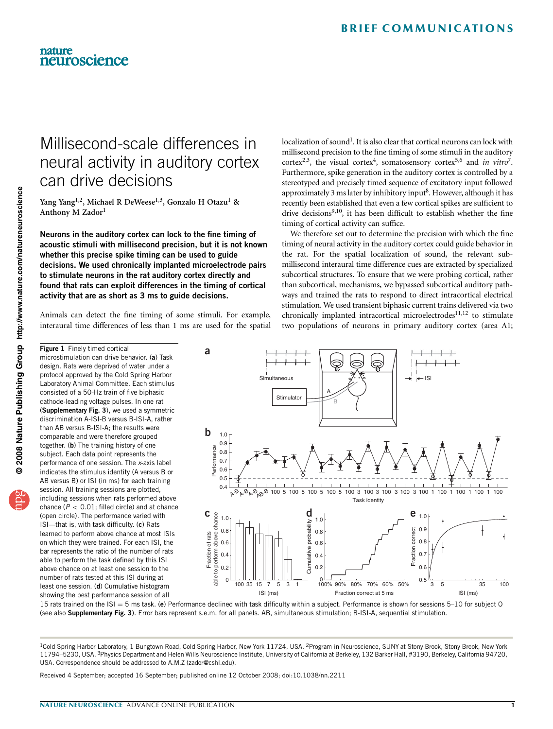# Millisecond-scale differences in neural activity in auditory cortex can drive decisions

Yang Yang[1,2], Michael R DeWeese[1,3], Gonzalo H Otazu[1] & Anthony M Zador[1]

**Neurons in the auditory cortex can lock to the fine timing of acoustic stimuli with millisecond precision, but it is not known whether this precise spike timing can be used to guide decisions. We used chronically implanted microelectrode pairs to stimulate neurons in the rat auditory cortex directly and found that rats can exploit differences in the timing of cortical activity that are as short as 3 ms to guide decisions.**

Animals can detect the fine timing of some stimuli. For example, interaural time differences of less than 1 ms are used for the spatial localization of sound[1]. It is also clear that cortical neurons can lock with millisecond precision to the fine timing of some stimuli in the auditory cortex[2,3], the visual cortex[4], somatosensory cortex[5,6] and *in vitro*[7]. Furthermore, spike generation in the auditory cortex is controlled by a stereotyped and precisely timed sequence of excitatory input followed approximately 3 ms later by inhibitory input[8]. However, although it has recently been established that even a few cortical spikes are sufficient to drive decisions[9,10], it has been difficult to establish whether the fine timing of cortical activity can suffice.

We therefore set out to determine the precision with which the fine timing of neural activity in the auditory cortex could guide behavior in the rat. For the spatial localization of sound, the relevant sub-millisecond interaural time difference cues are extracted by specialized subcortical structures. To ensure that we were probing cortical, rather than subcortical, mechanisms, we bypassed subcortical auditory pathways and trained the rats to respond to direct intracortical electrical stimulation. We used transient biphasic current trains delivered via two chronically implanted intracortical microelectrodes[11,12] to stimulate two populations of neurons in primary auditory cortex (area A1;

**Figure 1** Finely timed cortical microstimulation can drive behavior. (**a**) Task design. Rats were deprived of water under a protocol approved by the Cold Spring Harbor Laboratory Animal Committee. Each stimulus consisted of a 50-Hz train of five biphasic cathode-leading voltage pulses. In one rat (**Supplementary Fig. 3**), we used a symmetric discrimination A-ISI-B versus B-ISI-A, rather than AB versus B-ISI-A; the results were comparable and were therefore grouped together. (**b**) The training history of one subject. Each data point represents the performance of one session. The *x*-axis label indicates the stimulus identity (A versus B or AB versus B) or ISI (in ms) for each training session. All training sessions are plotted, including sessions when rats performed above chance ($P < 0.01$; filled circle) and at chance (open circle). The performance varied with ISI—that is, with task difficulty. (**c**) Rats learned to perform above chance at most ISIs on which they were trained. For each ISI, the bar represents the ratio of the number of rats able to perform the task defined by this ISI above chance on at least one session to the number of rats tested at this ISI during at least one session. (**d**) Cumulative histogram showing the best performance session of all 15 rats trained on the ISI = 5 ms task. (**e**) Performance declined with task difficulty within a subject. Performance is shown for sessions 5–10 for subject O (see also **Supplementary Fig. 3**). Error bars represent s.e.m. for all panels. AB, simultaneous stimulation; B-ISI-A, sequential stimulation.

[1]Cold Spring Harbor Laboratory, 1 Bungtown Road, Cold Spring Harbor, New York 11724, USA. [2]Program in Neuroscience, SUNY at Stony Brook, Stony Brook, New York 11794–5230, USA. [3]Physics Department and Helen Wills Neuroscience Institute, University of California at Berkeley, 132 Barker Hall, #3190, Berkeley, California 94720, USA. Correspondence should be addressed to A.M.Z (zador@cshl.edu).

Received 4 September; accepted 16 September; published online 12 October 2008; doi:10.1038/nn.2211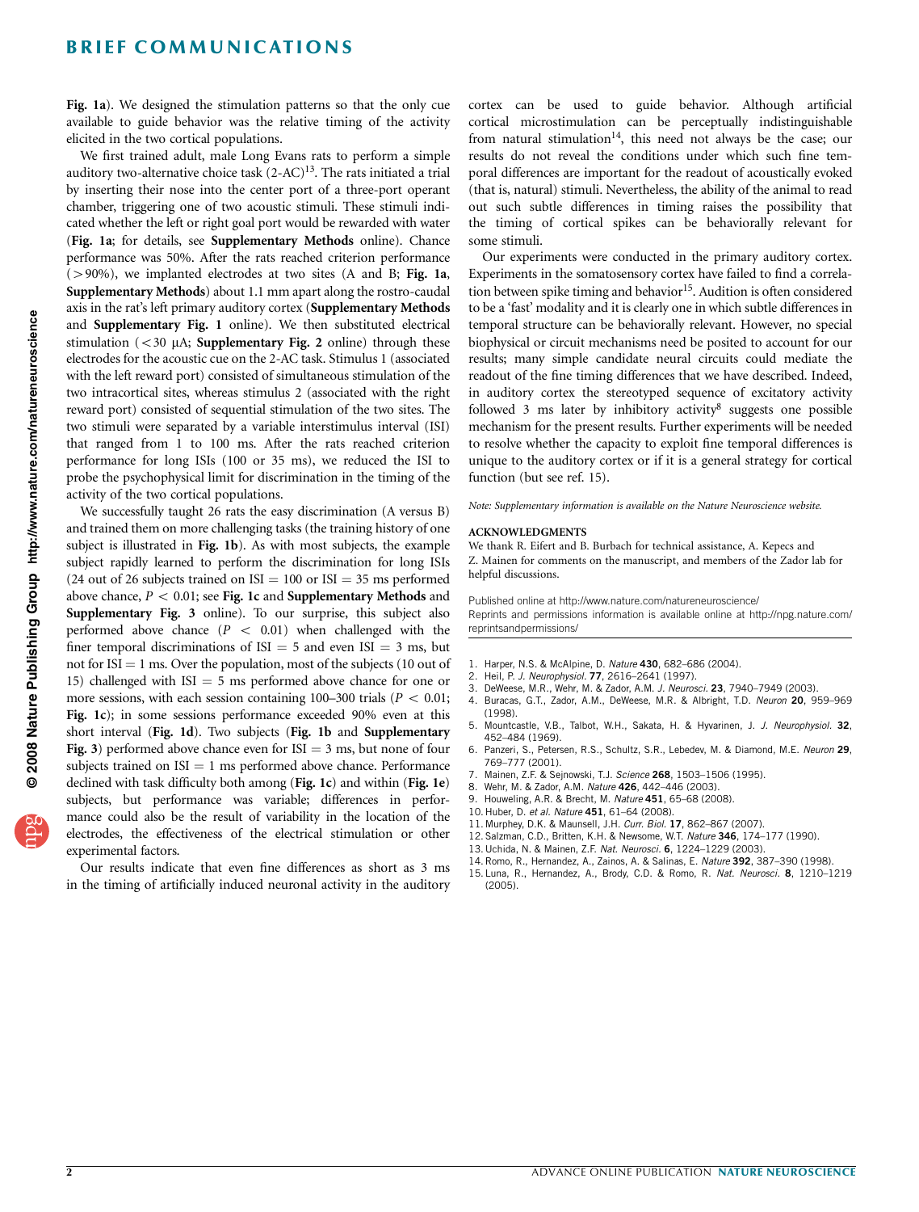**Fig. 1a**). We designed the stimulation patterns so that the only cue available to guide behavior was the relative timing of the activity elicited in the two cortical populations.

We first trained adult, male Long Evans rats to perform a simple auditory two-alternative choice task (2-AC)[13]. The rats initiated a trial by inserting their nose into the center port of a three-port operant chamber, triggering one of two acoustic stimuli. These stimuli indicated whether the left or right goal port would be rewarded with water (**Fig. 1a**; for details, see **Supplementary Methods** online). Chance performance was 50%. After the rats reached criterion performance (>90%), we implanted electrodes at two sites (A and B; **Fig. 1a**, **Supplementary Methods**) about 1.1 mm apart along the rostro-caudal axis in the rat's left primary auditory cortex (**Supplementary Methods** and **Supplementary Fig. 1** online). We then substituted electrical stimulation (<30 μA; **Supplementary Fig. 2** online) through these electrodes for the acoustic cue on the 2-AC task. Stimulus 1 (associated with the left reward port) consisted of simultaneous stimulation of the two intracortical sites, whereas stimulus 2 (associated with the right reward port) consisted of sequential stimulation of the two sites. The two stimuli were separated by a variable interstimulus interval (ISI) that ranged from 1 to 100 ms. After the rats reached criterion performance for long ISIs (100 or 35 ms), we reduced the ISI to probe the psychophysical limit for discrimination in the timing of the activity of the two cortical populations.

We successfully taught 26 rats the easy discrimination (A versus B) and trained them on more challenging tasks (the training history of one subject is illustrated in **Fig. 1b**). As with most subjects, the example subject rapidly learned to perform the discrimination for long ISIs (24 out of 26 subjects trained on ISI = 100 or ISI = 35 ms performed above chance, $P < 0.01$; see **Fig. 1c** and **Supplementary Methods** and **Supplementary Fig. 3** online). To our surprise, this subject also performed above chance ($P < 0.01$) when challenged with the finer temporal discriminations of ISI = 5 and even ISI = 3 ms, but not for ISI = 1 ms. Over the population, most of the subjects (10 out of 15) challenged with ISI = 5 ms performed above chance for one or more sessions, with each session containing 100–300 trials ($P < 0.01$; **Fig. 1c**); in some sessions performance exceeded 90% even at this short interval (**Fig. 1d**). Two subjects (**Fig. 1b** and **Supplementary Fig. 3**) performed above chance even for ISI = 3 ms, but none of four subjects trained on ISI = 1 ms performed above chance. Performance declined with task difficulty both among (**Fig. 1c**) and within (**Fig. 1e**) subjects, but performance was variable; differences in performance could also be the result of variability in the location of the electrodes, the effectiveness of the electrical stimulation or other experimental factors.

Our results indicate that even fine differences as short as 3 ms in the timing of artificially induced neuronal activity in the auditory cortex can be used to guide behavior. Although artificial cortical microstimulation can be perceptually indistinguishable from natural stimulation[14], this need not always be the case; our results do not reveal the conditions under which such fine temporal differences are important for the readout of acoustically evoked (that is, natural) stimuli. Nevertheless, the ability of the animal to read out such subtle differences in timing raises the possibility that the timing of cortical spikes can be behaviorally relevant for some stimuli.

Our experiments were conducted in the primary auditory cortex. Experiments in the somatosensory cortex have failed to find a correlation between spike timing and behavior[15]. Audition is often considered to be a 'fast' modality and it is clearly one in which subtle differences in temporal structure can be behaviorally relevant. However, no special biophysical or circuit mechanisms need be posited to account for our results; many simple candidate neural circuits could mediate the readout of the fine timing differences that we have described. Indeed, in auditory cortex the stereotyped sequence of excitatory activity followed 3 ms later by inhibitory activity[8] suggests one possible mechanism for the present results. Further experiments will be needed to resolve whether the capacity to exploit fine temporal differences is unique to the auditory cortex or if it is a general strategy for cortical function (but see ref. 15).

*Note: Supplementary information is available on the Nature Neuroscience website.*

### ACKNOWLEDGMENTS

We thank R. Eifert and B. Burbach for technical assistance, A. Kepecs and Z. Mainen for comments on the manuscript, and members of the Zador lab for helpful discussions.

Published online at http://www.nature.com/natureneuroscience/
Reprints and permissions information is available online at http://npg.nature.com/reprintsandpermissions/

1. Harper, N.S. & McAlpine, D. *Nature* **430**, 682–686 (2004).
2. Heil, P. *J. Neurophysiol.* **77**, 2616–2641 (1997).
3. DeWeese, M.R., Wehr, M. & Zador, A.M. *J. Neurosci.* **23**, 7940–7949 (2003).
4. Buracas, G.T., Zador, A.M., DeWeese, M.R. & Albright, T.D. *Neuron* **20**, 959–969 (1998).
5. Mountcastle, V.B., Talbot, W.H., Sakata, H. & Hyvarinen, J. *J. Neurophysiol.* **32**, 452–484 (1969).
6. Panzeri, S., Petersen, R.S., Schultz, S.R., Lebedev, M. & Diamond, M.E. *Neuron* **29**, 769–777 (2001).
7. Mainen, Z.F. & Sejnowski, T.J. *Science* **268**, 1503–1506 (1995).
8. Wehr, M. & Zador, A.M. *Nature* **426**, 442–446 (2003).
9. Houweling, A.R. & Brecht, M. *Nature* **451**, 65–68 (2008).
10. Huber, D. *et al. Nature* **451**, 61–64 (2008).
11. Murphey, D.K. & Maunsell, J.H. *Curr. Biol.* **17**, 862–867 (2007).
12. Salzman, C.D., Britten, K.H. & Newsome, W.T. *Nature* **346**, 174–177 (1990).
13. Uchida, N. & Mainen, Z.F. *Nat. Neurosci.* **6**, 1224–1229 (2003).
14. Romo, R., Hernandez, A., Zainos, A. & Salinas, E. *Nature* **392**, 387–390 (1998).
15. Luna, R., Hernandez, A., Brody, C.D. & Romo, R. *Nat. Neurosci.* **8**, 1210–1219 (2005).